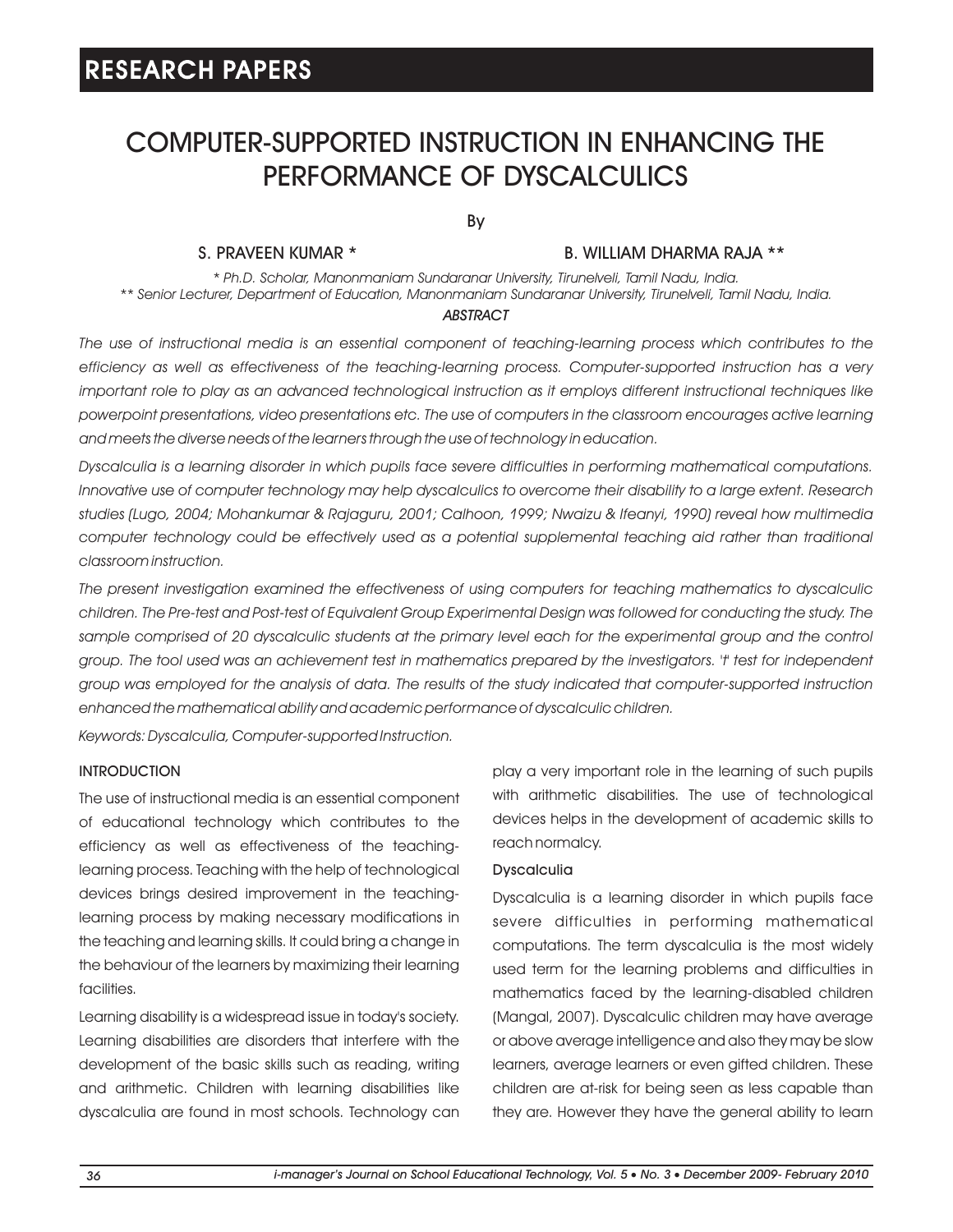# COMPUTER-SUPPORTED INSTRUCTION IN ENHANCING THE PERFORMANCE OF DYSCALCULICS

By

**S. PRAVEEN KUMAR \*** **B. WILLIAM DHARMA RAJA \*\***

*\* Ph.D. Scholar, Manonmaniam Sundaranar University, Tirunelveli, Tamil Nadu, India.*
*\*\* Senior Lecturer, Department of Education, Manonmaniam Sundaranar University, Tirunelveli, Tamil Nadu, India.*

## ABSTRACT

*The use of instructional media is an essential component of teaching-learning process which contributes to the efficiency as well as effectiveness of the teaching-learning process. Computer-supported instruction has a very important role to play as an advanced technological instruction as it employs different instructional techniques like powerpoint presentations, video presentations etc. The use of computers in the classroom encourages active learning and meets the diverse needs of the learners through the use of technology in education.*

*Dyscalculia is a learning disorder in which pupils face severe difficulties in performing mathematical computations. Innovative use of computer technology may help dyscalculics to overcome their disability to a large extent. Research studies (Lugo, 2004; Mohankumar & Rajaguru, 2001; Calhoon, 1999; Nwaizu & Ifeanyi, 1990) reveal how multimedia computer technology could be effectively used as a potential supplemental teaching aid rather than traditional classroom instruction.*

*The present investigation examined the effectiveness of using computers for teaching mathematics to dyscalculic children. The Pre-test and Post-test of Equivalent Group Experimental Design was followed for conducting the study. The sample comprised of 20 dyscalculic students at the primary level each for the experimental group and the control group. The tool used was an achievement test in mathematics prepared by the investigators. 't' test for independent group was employed for the analysis of data. The results of the study indicated that computer-supported instruction enhanced the mathematical ability and academic performance of dyscalculic children.*

*Keywords: Dyscalculia, Computer-supported Instruction.*

## INTRODUCTION

The use of instructional media is an essential component of educational technology which contributes to the efficiency as well as effectiveness of the teaching-learning process. Teaching with the help of technological devices brings desired improvement in the teaching-learning process by making necessary modifications in the teaching and learning skills. It could bring a change in the behaviour of the learners by maximizing their learning facilities.

Learning disability is a widespread issue in today's society. Learning disabilities are disorders that interfere with the development of the basic skills such as reading, writing and arithmetic. Children with learning disabilities like dyscalculia are found in most schools. Technology can play a very important role in the learning of such pupils with arithmetic disabilities. The use of technological devices helps in the development of academic skills to reach normalcy.

### Dyscalculia

Dyscalculia is a learning disorder in which pupils face severe difficulties in performing mathematical computations. The term dyscalculia is the most widely used term for the learning problems and difficulties in mathematics faced by the learning-disabled children (Mangal, 2007). Dyscalculic children may have average or above average intelligence and also they may be slow learners, average learners or even gifted children. These children are at-risk for being seen as less capable than they are. However they have the general ability to learn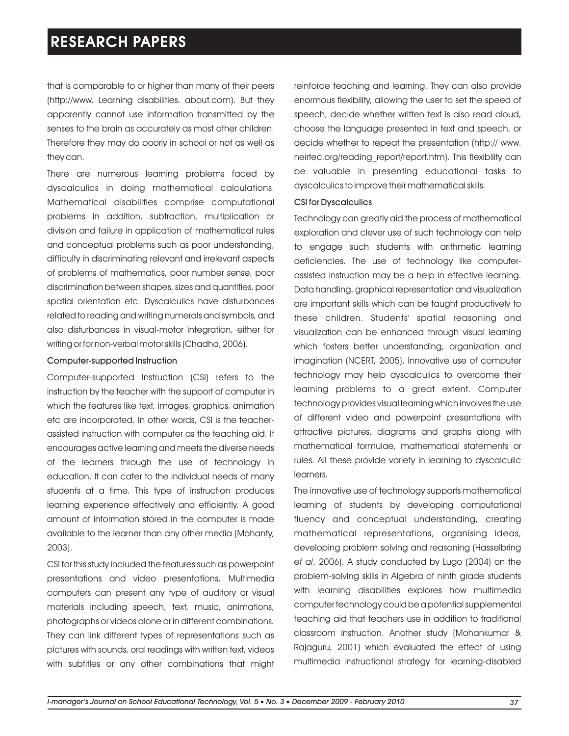that is comparable to or higher than many of their peers (http://www. Learning disabilities. about.com). But they apparently cannot use information transmitted by the senses to the brain as accurately as most other children. Therefore they may do poorly in school or not as well as they can.

There are numerous learning problems faced by dyscalculics in doing mathematical calculations. Mathematical disabilities comprise computational problems in addition, subtraction, multiplication or division and failure in application of mathematical rules and conceptual problems such as poor understanding, difficulty in discriminating relevant and irrelevant aspects of problems of mathematics, poor number sense, poor discrimination between shapes, sizes and quantities, poor spatial orientation etc. Dyscalculics have disturbances related to reading and writing numerals and symbols, and also disturbances in visual-motor integration, either for writing or for non-verbal motor skills (Chadha, 2006).

### Computer-supported Instruction

Computer-supported Instruction (CSI) refers to the instruction by the teacher with the support of computer in which the features like text, images, graphics, animation etc are incorporated. In other words, CSI is the teacher-assisted instruction with computer as the teaching aid. It encourages active learning and meets the diverse needs of the learners through the use of technology in education. It can cater to the individual needs of many students at a time. This type of instruction produces learning experience effectively and efficiently. A good amount of information stored in the computer is made available to the learner than any other media (Mohanty, 2003).

CSI for this study included the features such as powerpoint presentations and video presentations. Multimedia computers can present any type of auditory or visual materials including speech, text, music, animations, photographs or videos alone or in different combinations. They can link different types of representations such as pictures with sounds, oral readings with written text, videos with subtitles or any other combinations that might reinforce teaching and learning. They can also provide enormous flexibility, allowing the user to set the speed of speech, decide whether written text is also read aloud, choose the language presented in text and speech, or decide whether to repeat the presentation (http:// www. neirtec.org/reading_report/report.htm). This flexibility can be valuable in presenting educational tasks to dyscalculics to improve their mathematical skills.

### CSI for Dyscalculics

Technology can greatly aid the process of mathematical exploration and clever use of such technology can help to engage such students with arithmetic learning deficiencies. The use of technology like computer-assisted instruction may be a help in effective learning. Data handling, graphical representation and visualization are important skills which can be taught productively to these children. Students' spatial reasoning and visualization can be enhanced through visual learning which fosters better understanding, organization and imagination (NCERT, 2005). Innovative use of computer technology may help dyscalculics to overcome their learning problems to a great extent. Computer technology provides visual learning which involves the use of different video and powerpoint presentations with attractive pictures, diagrams and graphs along with mathematical formulae, mathematical statements or rules. All these provide variety in learning to dyscalculic learners.

The innovative use of technology supports mathematical learning of students by developing computational fluency and conceptual understanding, creating mathematical representations, organising ideas, developing problem solving and reasoning (Hasselbring *et al*, 2006). A study conducted by Lugo (2004) on the problem-solving skills in Algebra of ninth grade students with learning disabilities explores how multimedia computer technology could be a potential supplemental teaching aid that teachers use in addition to traditional classroom instruction. Another study (Mohankumar & Rajaguru, 2001) which evaluated the effect of using multimedia instructional strategy for learning-disabled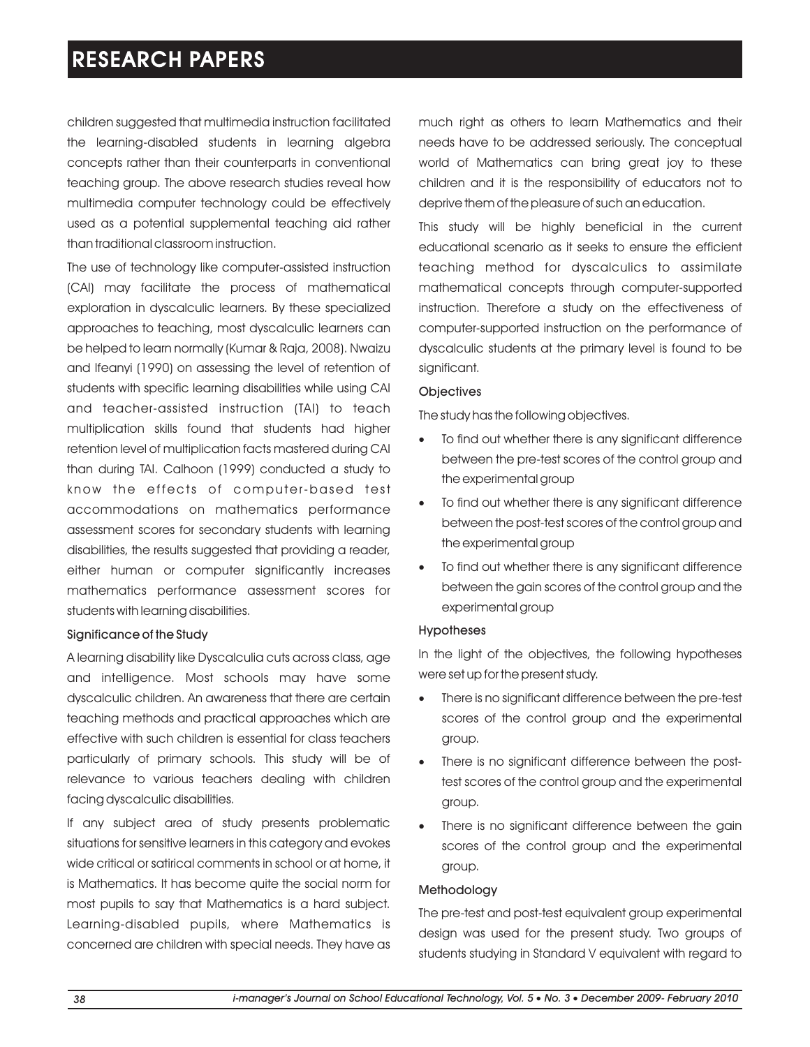children suggested that multimedia instruction facilitated the learning-disabled students in learning algebra concepts rather than their counterparts in conventional teaching group. The above research studies reveal how multimedia computer technology could be effectively used as a potential supplemental teaching aid rather than traditional classroom instruction.

The use of technology like computer-assisted instruction (CAI) may facilitate the process of mathematical exploration in dyscalculic learners. By these specialized approaches to teaching, most dyscalculic learners can be helped to learn normally (Kumar & Raja, 2008). Nwaizu and Ifeanyi (1990) on assessing the level of retention of students with specific learning disabilities while using CAI and teacher-assisted instruction (TAI) to teach multiplication skills found that students had higher retention level of multiplication facts mastered during CAI than during TAI. Calhoon (1999) conducted a study to know the effects of computer-based test accommodations on mathematics performance assessment scores for secondary students with learning disabilities, the results suggested that providing a reader, either human or computer significantly increases mathematics performance assessment scores for students with learning disabilities.

### Significance of the Study

A learning disability like Dyscalculia cuts across class, age and intelligence. Most schools may have some dyscalculic children. An awareness that there are certain teaching methods and practical approaches which are effective with such children is essential for class teachers particularly of primary schools. This study will be of relevance to various teachers dealing with children facing dyscalculic disabilities.

If any subject area of study presents problematic situations for sensitive learners in this category and evokes wide critical or satirical comments in school or at home, it is Mathematics. It has become quite the social norm for most pupils to say that Mathematics is a hard subject. Learning-disabled pupils, where Mathematics is concerned are children with special needs. They have as much right as others to learn Mathematics and their needs have to be addressed seriously. The conceptual world of Mathematics can bring great joy to these children and it is the responsibility of educators not to deprive them of the pleasure of such an education.

This study will be highly beneficial in the current educational scenario as it seeks to ensure the efficient teaching method for dyscalculics to assimilate mathematical concepts through computer-supported instruction. Therefore a study on the effectiveness of computer-supported instruction on the performance of dyscalculic students at the primary level is found to be significant.

### Objectives

The study has the following objectives.

- To find out whether there is any significant difference between the pre-test scores of the control group and the experimental group
- To find out whether there is any significant difference between the post-test scores of the control group and the experimental group
- To find out whether there is any significant difference between the gain scores of the control group and the experimental group

### Hypotheses

In the light of the objectives, the following hypotheses were set up for the present study.

- There is no significant difference between the pre-test scores of the control group and the experimental group.
- There is no significant difference between the post-test scores of the control group and the experimental group.
- There is no significant difference between the gain scores of the control group and the experimental group.

### Methodology

The pre-test and post-test equivalent group experimental design was used for the present study. Two groups of students studying in Standard V equivalent with regard to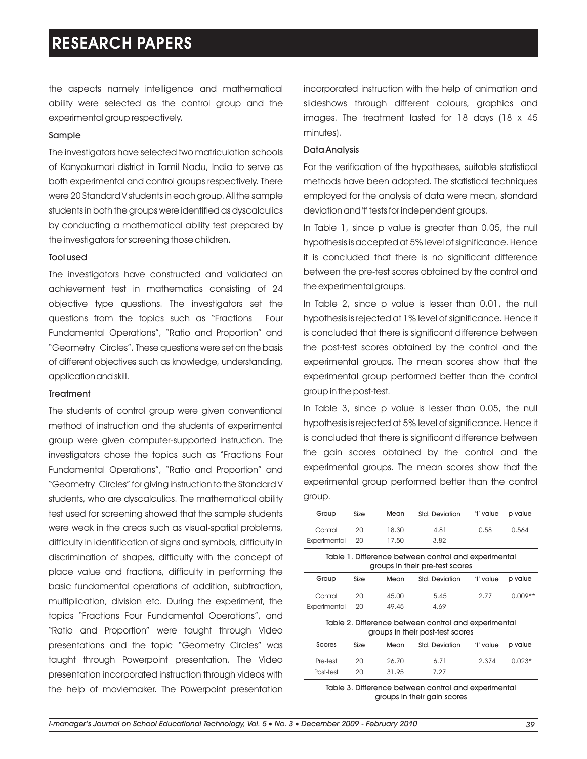the aspects namely intelligence and mathematical ability were selected as the control group and the experimental group respectively.

### Sample

The investigators have selected two matriculation schools of Kanyakumari district in Tamil Nadu, India to serve as both experimental and control groups respectively. There were 20 Standard V students in each group. All the sample students in both the groups were identified as dyscalculics by conducting a mathematical ability test prepared by the investigators for screening those children.

### Tool used

The investigators have constructed and validated an achievement test in mathematics consisting of 24 objective type questions. The investigators set the questions from the topics such as "Fractions Four Fundamental Operations", "Ratio and Proportion" and "Geometry Circles". These questions were set on the basis of different objectives such as knowledge, understanding, application and skill.

### Treatment

The students of control group were given conventional method of instruction and the students of experimental group were given computer-supported instruction. The investigators chose the topics such as "Fractions Four Fundamental Operations", "Ratio and Proportion" and "Geometry Circles" for giving instruction to the Standard V students, who are dyscalculics. The mathematical ability test used for screening showed that the sample students were weak in the areas such as visual-spatial problems, difficulty in identification of signs and symbols, difficulty in discrimination of shapes, difficulty with the concept of place value and fractions, difficulty in performing the basic fundamental operations of addition, subtraction, multiplication, division etc. During the experiment, the topics "Fractions Four Fundamental Operations", and "Ratio and Proportion" were taught through Video presentations and the topic "Geometry Circles" was taught through Powerpoint presentation. The Video presentation incorporated instruction through videos with the help of moviemaker. The Powerpoint presentation incorporated instruction with the help of animation and slideshows through different colours, graphics and images. The treatment lasted for 18 days (18 x 45 minutes).

### Data Analysis

For the verification of the hypotheses, suitable statistical methods have been adopted. The statistical techniques employed for the analysis of data were mean, standard deviation and 't' tests for independent groups.

In Table 1, since p value is greater than 0.05, the null hypothesis is accepted at 5% level of significance. Hence it is concluded that there is no significant difference between the pre-test scores obtained by the control and the experimental groups.

In Table 2, since p value is lesser than 0.01, the null hypothesis is rejected at 1% level of significance. Hence it is concluded that there is significant difference between the post-test scores obtained by the control and the experimental groups. The mean scores show that the experimental group performed better than the control group in the post-test.

In Table 3, since p value is lesser than 0.05, the null hypothesis is rejected at 5% level of significance. Hence it is concluded that there is significant difference between the gain scores obtained by the control and the experimental groups. The mean scores show that the experimental group performed better than the control group.

| Group | Size | Mean | Std. Deviation | 't' value | p value |
|---|---|---|---|---|---|
| Control | 20 | 18.30 | 4.81 | 0.58 | 0.564 |
| Experimental | 20 | 17.50 | 3.82 | | |

Table 1. Difference between control and experimental groups in their pre-test scores

| Group | Size | Mean | Std. Deviation | 't' value | p value |
|---|---|---|---|---|---|
| Control | 20 | 45.00 | 5.45 | 2.77 | 0.009** |
| Experimental | 20 | 49.45 | 4.69 | | |

Table 2. Difference between control and experimental groups in their post-test scores

| Scores | Size | Mean | Std. Deviation | 't' value | p value |
|---|---|---|---|---|---|
| Pre-test | 20 | 26.70 | 6.71 | 2.374 | 0.023* |
| Post-test | 20 | 31.95 | 7.27 | | |

Table 3. Difference between control and experimental groups in their gain scores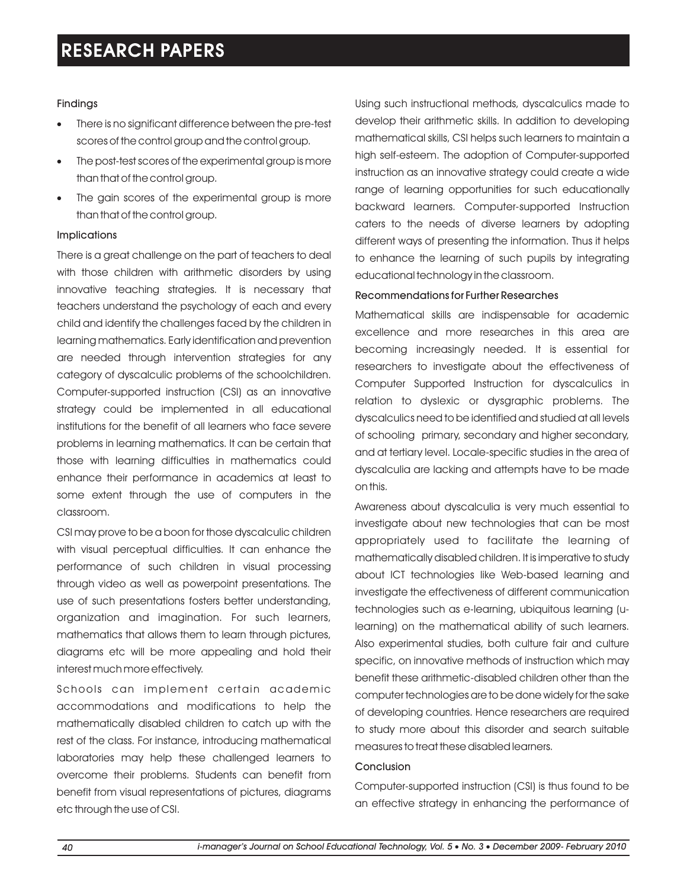### Findings

- There is no significant difference between the pre-test scores of the control group and the control group.
- The post-test scores of the experimental group is more than that of the control group.
- The gain scores of the experimental group is more than that of the control group.

### Implications

There is a great challenge on the part of teachers to deal with those children with arithmetic disorders by using innovative teaching strategies. It is necessary that teachers understand the psychology of each and every child and identify the challenges faced by the children in learning mathematics. Early identification and prevention are needed through intervention strategies for any category of dyscalculic problems of the schoolchildren. Computer-supported instruction (CSI) as an innovative strategy could be implemented in all educational institutions for the benefit of all learners who face severe problems in learning mathematics. It can be certain that those with learning difficulties in mathematics could enhance their performance in academics at least to some extent through the use of computers in the classroom.

CSI may prove to be a boon for those dyscalculic children with visual perceptual difficulties. It can enhance the performance of such children in visual processing through video as well as powerpoint presentations. The use of such presentations fosters better understanding, organization and imagination. For such learners, mathematics that allows them to learn through pictures, diagrams etc will be more appealing and hold their interest much more effectively.

Schools can implement certain academic accommodations and modifications to help the mathematically disabled children to catch up with the rest of the class. For instance, introducing mathematical laboratories may help these challenged learners to overcome their problems. Students can benefit from benefit from visual representations of pictures, diagrams etc through the use of CSI.

Using such instructional methods, dyscalculics made to develop their arithmetic skills. In addition to developing mathematical skills, CSI helps such learners to maintain a high self-esteem. The adoption of Computer-supported instruction as an innovative strategy could create a wide range of learning opportunities for such educationally backward learners. Computer-supported Instruction caters to the needs of diverse learners by adopting different ways of presenting the information. Thus it helps to enhance the learning of such pupils by integrating educational technology in the classroom.

### Recommendations for Further Researches

Mathematical skills are indispensable for academic excellence and more researches in this area are becoming increasingly needed. It is essential for researchers to investigate about the effectiveness of Computer Supported Instruction for dyscalculics in relation to dyslexic or dysgraphic problems. The dyscalculics need to be identified and studied at all levels of schooling primary, secondary and higher secondary, and at tertiary level. Locale-specific studies in the area of dyscalculia are lacking and attempts have to be made on this.

Awareness about dyscalculia is very much essential to investigate about new technologies that can be most appropriately used to facilitate the learning of mathematically disabled children. It is imperative to study about ICT technologies like Web-based learning and investigate the effectiveness of different communication technologies such as e-learning, ubiquitous learning (u-learning) on the mathematical ability of such learners. Also experimental studies, both culture fair and culture specific, on innovative methods of instruction which may benefit these arithmetic-disabled children other than the computer technologies are to be done widely for the sake of developing countries. Hence researchers are required to study more about this disorder and search suitable measures to treat these disabled learners.

### Conclusion

Computer-supported instruction (CSI) is thus found to be an effective strategy in enhancing the performance of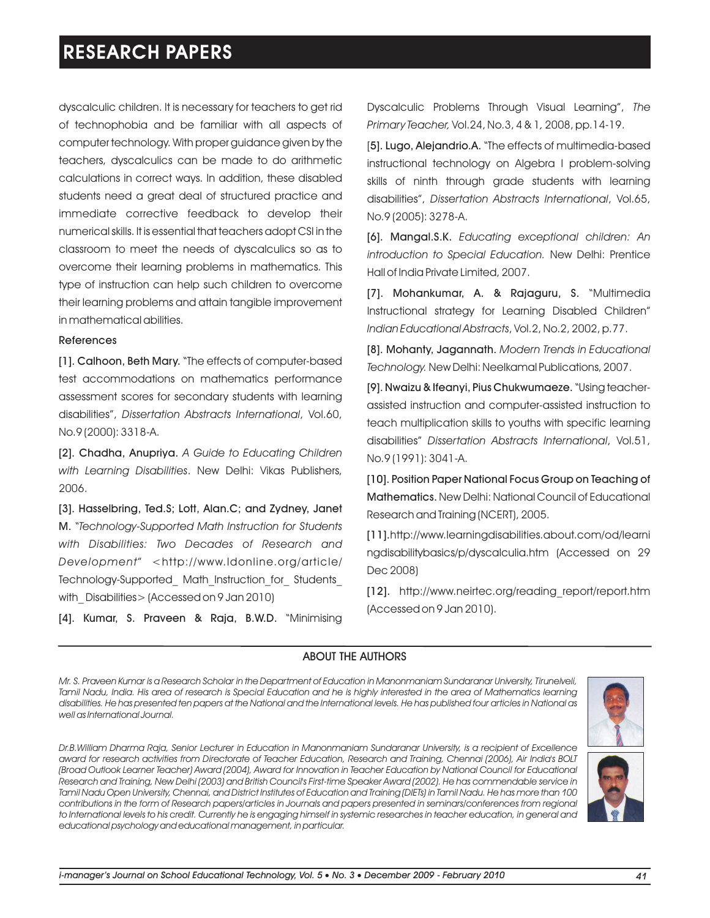dyscalculic children. It is necessary for teachers to get rid of technophobia and be familiar with all aspects of computer technology. With proper guidance given by the teachers, dyscalculics can be made to do arithmetic calculations in correct ways. In addition, these disabled students need a great deal of structured practice and immediate corrective feedback to develop their numerical skills. It is essential that teachers adopt CSI in the classroom to meet the needs of dyscalculics so as to overcome their learning problems in mathematics. This type of instruction can help such children to overcome their learning problems and attain tangible improvement in mathematical abilities.

## References

[1]. Calhoon, Beth Mary. "The effects of computer-based test accommodations on mathematics performance assessment scores for secondary students with learning disabilities", *Dissertation Abstracts International*, Vol.60, No.9 (2000): 3318-A.

[2]. Chadha, Anupriya. *A Guide to Educating Children with Learning Disabilities*. New Delhi: Vikas Publishers, 2006.

[3]. Hasselbring, Ted.S; Lott, Alan.C; and Zydney, Janet M. *"Technology-Supported Math Instruction for Students with Disabilities: Two Decades of Research and Development"* <http://www.ldonline.org/article/Technology-Supported_ Math_Instruction_for_ Students_with_ Disabilities> (Accessed on 9 Jan 2010)

[4]. Kumar, S. Praveen & Raja, B.W.D. "Minimising Dyscalculic Problems Through Visual Learning", *The Primary Teacher,* Vol.24, No.3, 4 & 1, 2008, pp.14-19.

[5]. Lugo, Alejandrio.A. "The effects of multimedia-based instructional technology on Algebra I problem-solving skills of ninth through grade students with learning disabilities", *Dissertation Abstracts International*, Vol.65, No.9 (2005): 3278-A.

[6]. Mangal.S.K. *Educating exceptional children: An introduction to Special Education.* New Delhi: Prentice Hall of India Private Limited, 2007.

[7]. Mohankumar, A. & Rajaguru, S. "Multimedia Instructional strategy for Learning Disabled Children" *Indian Educational Abstracts*, Vol.2, No.2, 2002, p.77.

[8]. Mohanty, Jagannath. *Modern Trends in Educational Technology.* New Delhi: Neelkamal Publications, 2007.

[9]. Nwaizu & Ifeanyi, Pius Chukwumaeze. "Using teacher-assisted instruction and computer-assisted instruction to teach multiplication skills to youths with specific learning disabilities" *Dissertation Abstracts International*, Vol.51, No.9 (1991): 3041-A.

[10]. Position Paper National Focus Group on Teaching of Mathematics. New Delhi: National Council of Educational Research and Training (NCERT), 2005.

[11].http://www.learningdisabilities.about.com/od/learningdisabilitybasics/p/dyscalculia.htm (Accessed on 29 Dec 2008)

[12]. http://www.neirtec.org/reading_report/report.htm (Accessed on 9 Jan 2010).

## ABOUT THE AUTHORS

*Mr. S. Praveen Kumar is a Research Scholar in the Department of Education in Manonmaniam Sundaranar University, Tirunelveli, Tamil Nadu, India. His area of research is Special Education and he is highly interested in the area of Mathematics learning disabilities. He has presented ten papers at the National and the International levels. He has published four articles in National as well as International Journal.*

*Dr.B.William Dharma Raja, Senior Lecturer in Education in Manonmaniam Sundaranar University, is a recipient of Excellence award for research activities from Directorate of Teacher Education, Research and Training, Chennai (2006), Air India's BOLT (Broad Outlook Learner Teacher) Award (2004), Award for Innovation in Teacher Education by National Council for Educational Research and Training, New Delhi (2003) and British Council's First-time Speaker Award (2002). He has commendable service in Tamil Nadu Open University, Chennai, and District Institutes of Education and Training (DIETs) in Tamil Nadu. He has more than 100 contributions in the form of Research papers/articles in Journals and papers presented in seminars/conferences from regional to International levels to his credit. Currently he is engaging himself in systemic researches in teacher education, in general and educational psychology and educational management, in particular.*